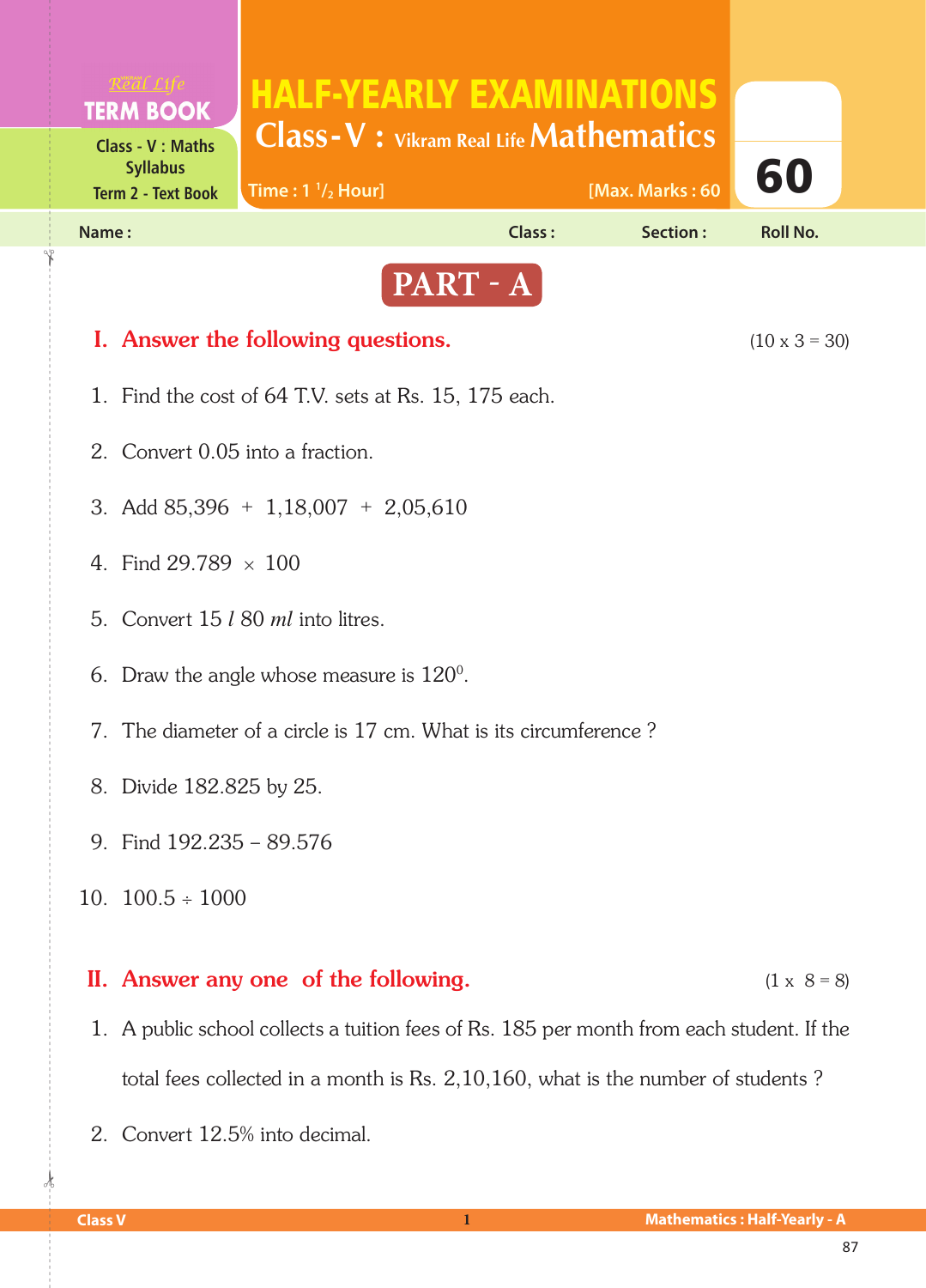Real Life
TERM BOOK

Class - V : Maths Syllabus
Term 2 - Text Book

# HALF-YEARLY EXAMINATIONS

## Class-V : Vikram Real Life Mathematics

Time : 1 $^1/_2$ Hour] [Max. Marks : 60

60

Name : Class : Section : Roll No.

## PART - A

### I. Answer the following questions. (10 x 3 = 30)

1. Find the cost of 64 T.V. sets at Rs. 15, 175 each.
2. Convert 0.05 into a fraction.
3. Add 85,396 + 1,18,007 + 2,05,610
4. Find 29.789 $\times$ 100
5. Convert 15 *l* 80 *ml* into litres.
6. Draw the angle whose measure is $120^0$.
7. The diameter of a circle is 17 cm. What is its circumference ?
8. Divide 182.825 by 25.
9. Find 192.235 – 89.576
10. 100.5 $\div$ 1000

### II. Answer any one of the following. (1 x 8 = 8)

1. A public school collects a tuition fees of Rs. 185 per month from each student. If the total fees collected in a month is Rs. 2,10,160, what is the number of students ?
2. Convert 12.5% into decimal.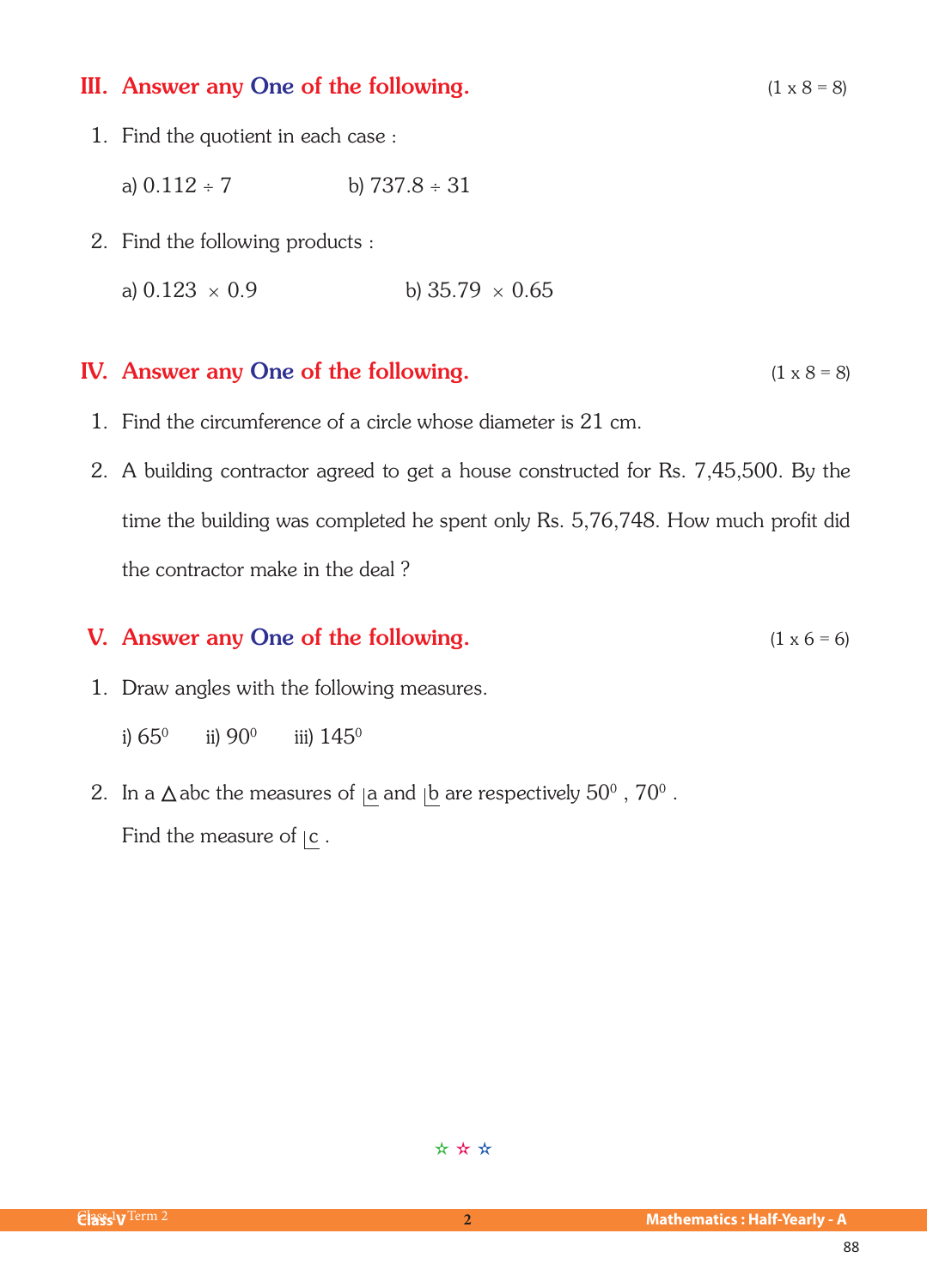## III. Answer any One of the following. (1 x 8 = 8)

1. Find the quotient in each case :

   a) $0.112 \div 7$ b) $737.8 \div 31$

2. Find the following products :

   a) $0.123 \times 0.9$ b) $35.79 \times 0.65$

## IV. Answer any One of the following. (1 x 8 = 8)

1. Find the circumference of a circle whose diameter is 21 cm.

2. A building contractor agreed to get a house constructed for Rs. 7,45,500. By the time the building was completed he spent only Rs. 5,76,748. How much profit did the contractor make in the deal ?

## V. Answer any One of the following. (1 x 6 = 6)

1. Draw angles with the following measures.

   i) $65^0$ ii) $90^0$ iii) $145^0$

2. In a $\triangle$abc the measures of $\angle a$ and $\angle b$ are respectively $50^0$ , $70^0$ .

   Find the measure of $\angle c$ .

☆ ☆ ☆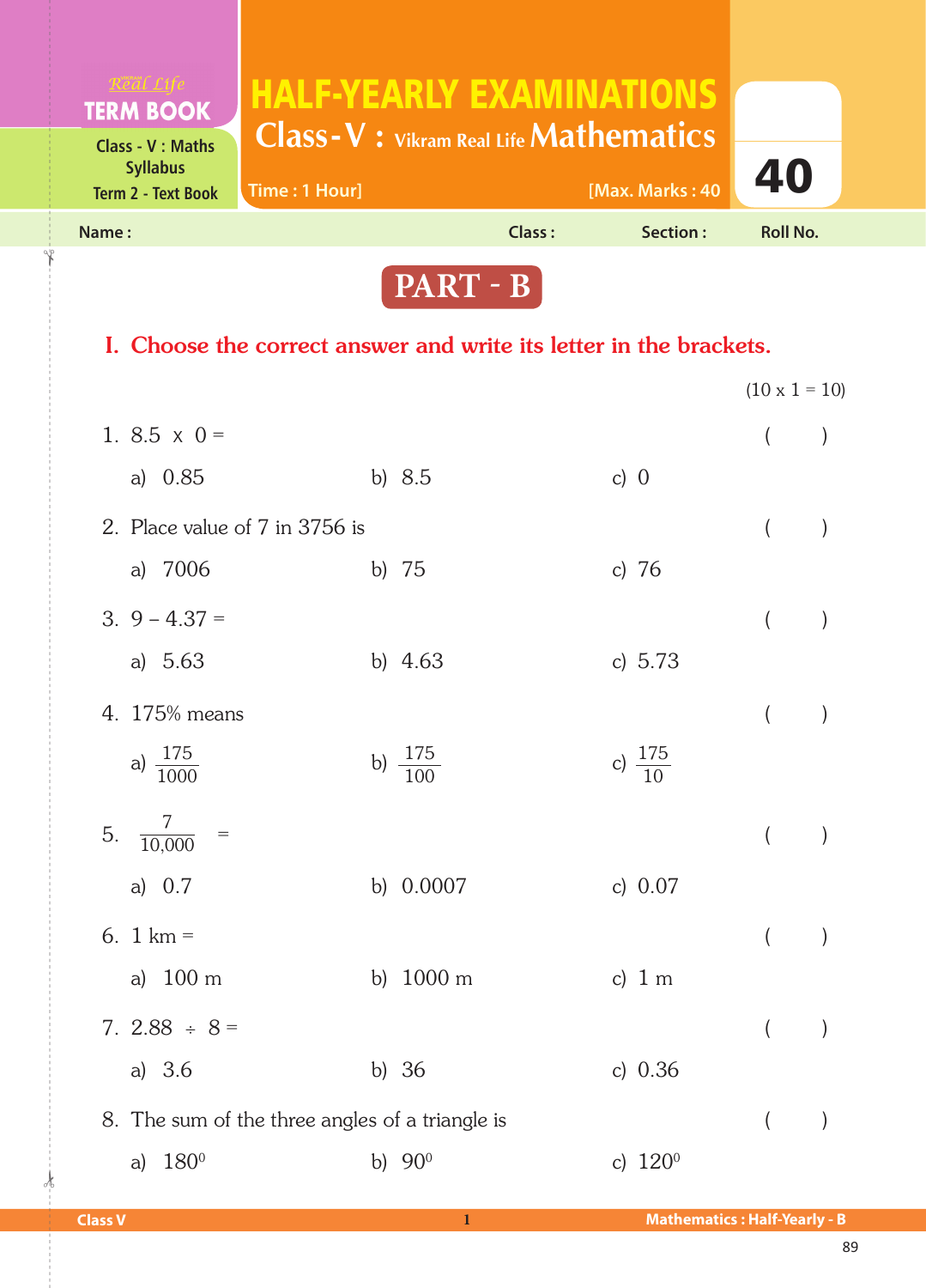Real Life
TERM BOOK
Class - V : Maths Syllabus
Term 2 - Text Book

# HALF-YEARLY EXAMINATIONS

## Class-V : Vikram Real Life Mathematics

Time : 1 Hour] [Max. Marks : 40

40

Name : Class : Section : Roll No.

## PART - B

### I. Choose the correct answer and write its letter in the brackets.

(10 x 1 = 10)

1. 8.5 x 0 = ( )

 a) 0.85 b) 8.5 c) 0

2. Place value of 7 in 3756 is ( )

 a) 7006 b) 75 c) 76

3. 9 – 4.37 = ( )

 a) 5.63 b) 4.63 c) 5.73

4. 175% means ( )

 a) $\frac{175}{1000}$ b) $\frac{175}{100}$ c) $\frac{175}{10}$

5. $\frac{7}{10,000}$ = ( )

 a) 0.7 b) 0.0007 c) 0.07

6. 1 km = ( )

 a) 100 m b) 1000 m c) 1 m

7. 2.88 ÷ 8 = ( )

 a) 3.6 b) 36 c) 0.36

8. The sum of the three angles of a triangle is ( )

 a) $180^0$ b) $90^0$ c) $120^0$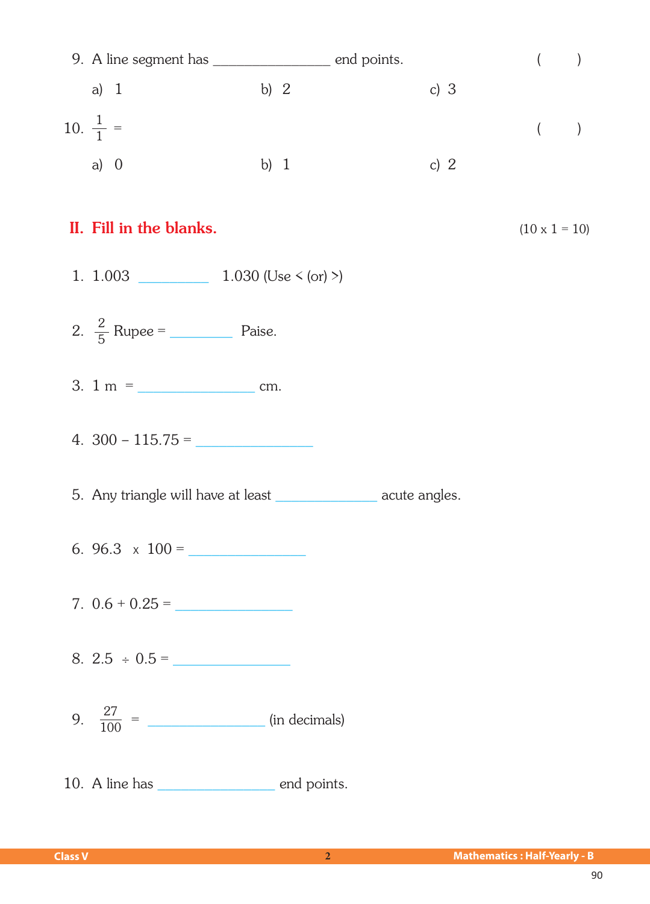9. A line segment has _______________ end points. ( )

   a) 1 b) 2 c) 3

10. $\frac{1}{1}$ = ( )

   a) 0 b) 1 c) 2

## II. Fill in the blanks.

(10 x 1 = 10)

1. 1.003 _________ 1.030 (Use < (or) >)

2. $\frac{2}{5}$ Rupee = ________ Paise.

3. 1 m = _______________ cm.

4. 300 – 115.75 = _______________

5. Any triangle will have at least _____________ acute angles.

6. 96.3 x 100 = _______________

7. 0.6 + 0.25 = _______________

8. 2.5 ÷ 0.5 = _______________

9. $\frac{27}{100}$ = _______________ (in decimals)

10. A line has _______________ end points.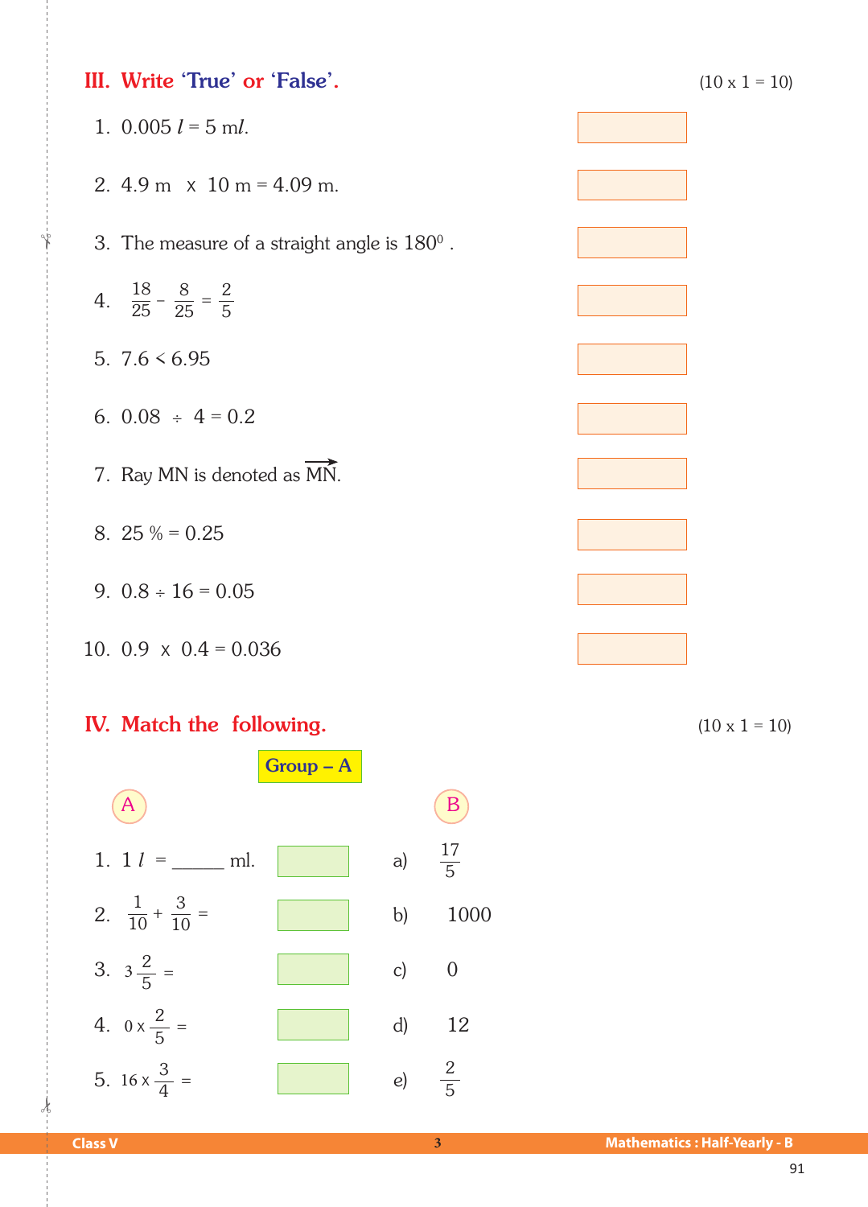## III. Write 'True' or 'False'.

(10 x 1 = 10)

1. $0.005\ l = 5\ ml$.
2. $4.9\ m \times 10\ m = 4.09\ m$.
3. The measure of a straight angle is $180^0$ .
4. $\frac{18}{25} - \frac{8}{25} = \frac{2}{5}$
5. $7.6 < 6.95$
6. $0.08 \div 4 = 0.2$
7. Ray MN is denoted as $\overrightarrow{MN}$.
8. $25\ \% = 0.25$
9. $0.8 \div 16 = 0.05$
10. $0.9 \times 0.4 = 0.036$

## IV. Match the following.

(10 x 1 = 10)

**Group – A**

| A | | B |
|---|---|---|
| 1. $1\ l$ = ______ ml. | | a) $\frac{17}{5}$ |
| 2. $\frac{1}{10} + \frac{3}{10} =$ | | b) 1000 |
| 3. $3\frac{2}{5} =$ | | c) 0 |
| 4. $0 \times \frac{2}{5} =$ | | d) 12 |
| 5. $16 \times \frac{3}{4} =$ | | e) $\frac{2}{5}$ |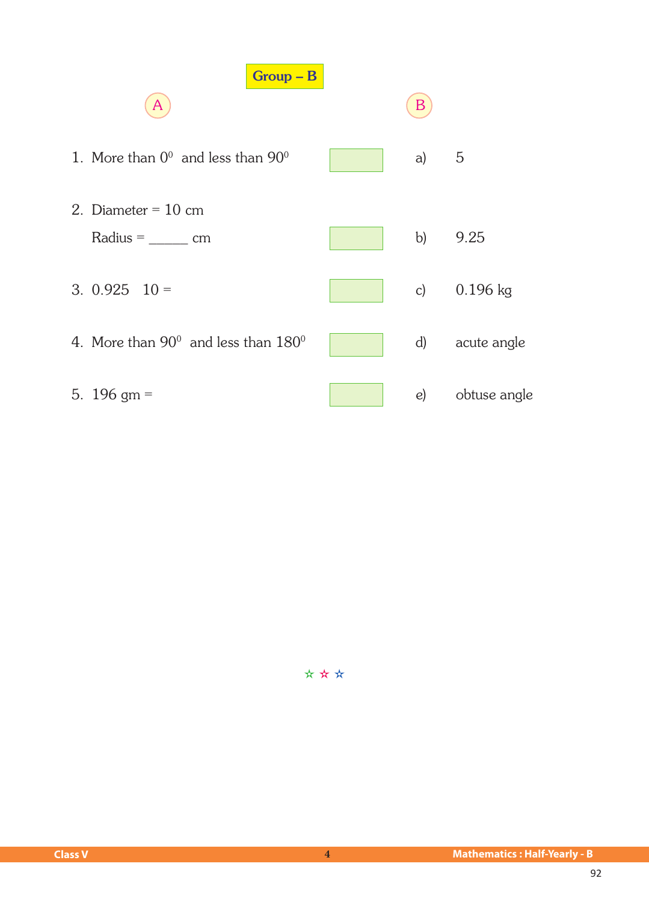## Group – B

| A | | B | |
|---|---|---|---|
| 1. More than $0^0$ and less than $90^0$ | | a) | 5 |
| 2. Diameter = 10 cm<br>Radius = ______ cm | | b) | 9.25 |
| 3. 0.925   10 = | | c) | 0.196 kg |
| 4. More than $90^0$ and less than $180^0$ | | d) | acute angle |
| 5. 196 gm = | | e) | obtuse angle |

☆ ☆ ☆